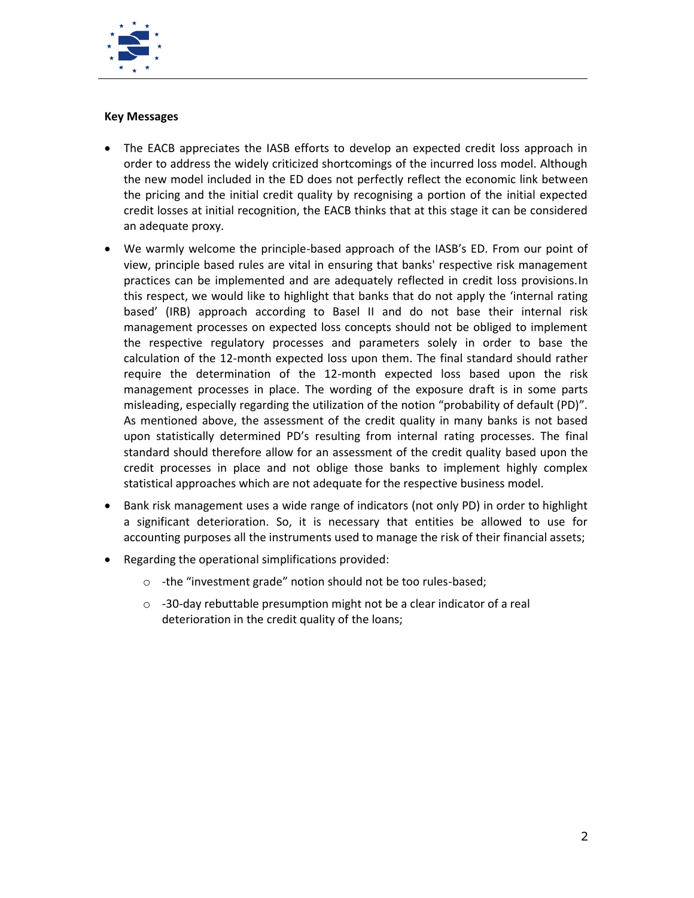**Key Messages**

- The EACB appreciates the IASB efforts to develop an expected credit loss approach in order to address the widely criticized shortcomings of the incurred loss model. Although the new model included in the ED does not perfectly reflect the economic link between the pricing and the initial credit quality by recognising a portion of the initial expected credit losses at initial recognition, the EACB thinks that at this stage it can be considered an adequate proxy.
- We warmly welcome the principle-based approach of the IASB's ED. From our point of view, principle based rules are vital in ensuring that banks' respective risk management practices can be implemented and are adequately reflected in credit loss provisions.In this respect, we would like to highlight that banks that do not apply the 'internal rating based' (IRB) approach according to Basel II and do not base their internal risk management processes on expected loss concepts should not be obliged to implement the respective regulatory processes and parameters solely in order to base the calculation of the 12-month expected loss upon them. The final standard should rather require the determination of the 12-month expected loss based upon the risk management processes in place. The wording of the exposure draft is in some parts misleading, especially regarding the utilization of the notion "probability of default (PD)". As mentioned above, the assessment of the credit quality in many banks is not based upon statistically determined PD's resulting from internal rating processes. The final standard should therefore allow for an assessment of the credit quality based upon the credit processes in place and not oblige those banks to implement highly complex statistical approaches which are not adequate for the respective business model.
- Bank risk management uses a wide range of indicators (not only PD) in order to highlight a significant deterioration. So, it is necessary that entities be allowed to use for accounting purposes all the instruments used to manage the risk of their financial assets;
- Regarding the operational simplifications provided:
  - -the "investment grade" notion should not be too rules-based;
  - -30-day rebuttable presumption might not be a clear indicator of a real deterioration in the credit quality of the loans;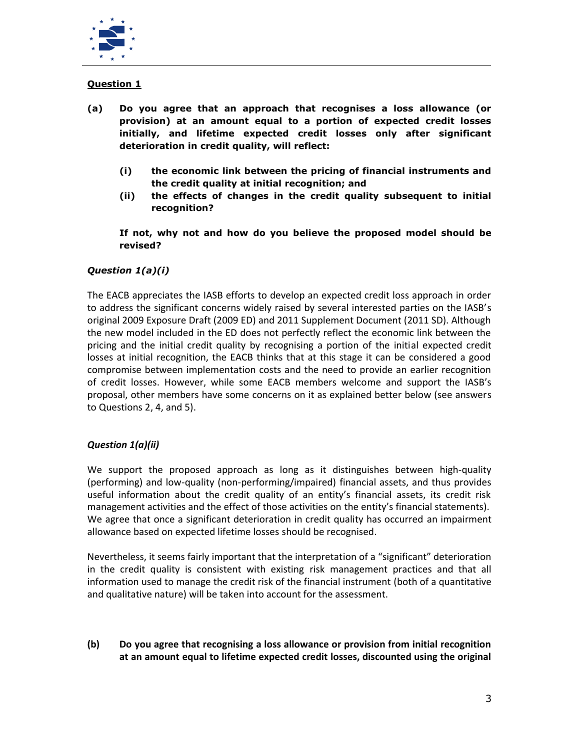## Question 1

**(a) Do you agree that an approach that recognises a loss allowance (or provision) at an amount equal to a portion of expected credit losses initially, and lifetime expected credit losses only after significant deterioration in credit quality, will reflect:**

**(i) the economic link between the pricing of financial instruments and the credit quality at initial recognition; and**

**(ii) the effects of changes in the credit quality subsequent to initial recognition?**

**If not, why not and how do you believe the proposed model should be revised?**

### *Question 1(a)(i)*

The EACB appreciates the IASB efforts to develop an expected credit loss approach in order to address the significant concerns widely raised by several interested parties on the IASB's original 2009 Exposure Draft (2009 ED) and 2011 Supplement Document (2011 SD). Although the new model included in the ED does not perfectly reflect the economic link between the pricing and the initial credit quality by recognising a portion of the initial expected credit losses at initial recognition, the EACB thinks that at this stage it can be considered a good compromise between implementation costs and the need to provide an earlier recognition of credit losses. However, while some EACB members welcome and support the IASB's proposal, other members have some concerns on it as explained better below (see answers to Questions 2, 4, and 5).

### *Question 1(a)(ii)*

We support the proposed approach as long as it distinguishes between high-quality (performing) and low-quality (non-performing/impaired) financial assets, and thus provides useful information about the credit quality of an entity's financial assets, its credit risk management activities and the effect of those activities on the entity's financial statements). We agree that once a significant deterioration in credit quality has occurred an impairment allowance based on expected lifetime losses should be recognised.

Nevertheless, it seems fairly important that the interpretation of a "significant" deterioration in the credit quality is consistent with existing risk management practices and that all information used to manage the credit risk of the financial instrument (both of a quantitative and qualitative nature) will be taken into account for the assessment.

**(b) Do you agree that recognising a loss allowance or provision from initial recognition at an amount equal to lifetime expected credit losses, discounted using the original**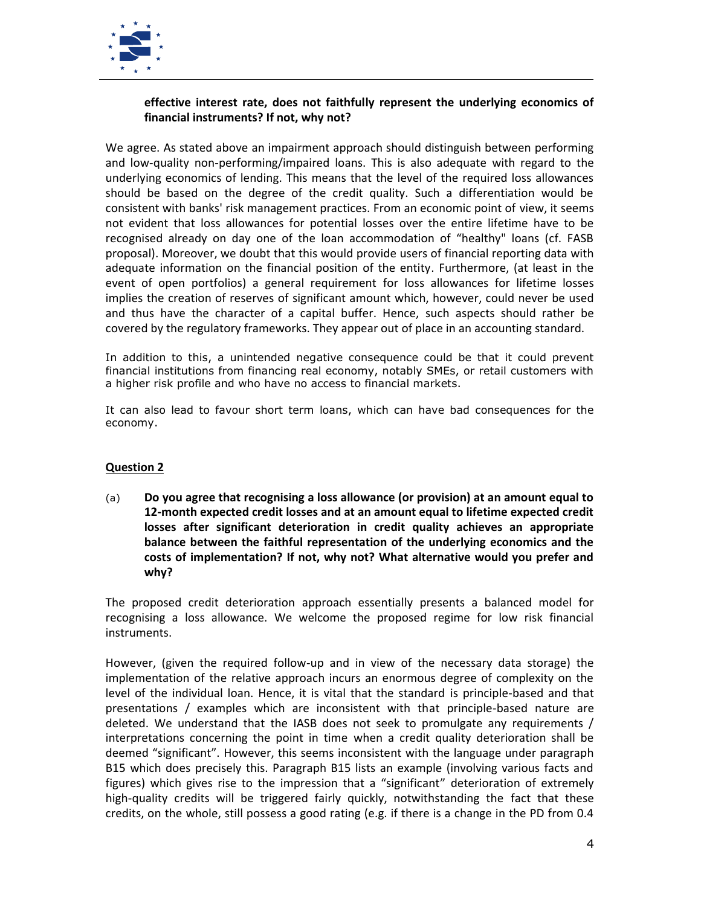**effective interest rate, does not faithfully represent the underlying economics of financial instruments? If not, why not?**

We agree. As stated above an impairment approach should distinguish between performing and low-quality non-performing/impaired loans. This is also adequate with regard to the underlying economics of lending. This means that the level of the required loss allowances should be based on the degree of the credit quality. Such a differentiation would be consistent with banks' risk management practices. From an economic point of view, it seems not evident that loss allowances for potential losses over the entire lifetime have to be recognised already on day one of the loan accommodation of "healthy" loans (cf. FASB proposal). Moreover, we doubt that this would provide users of financial reporting data with adequate information on the financial position of the entity. Furthermore, (at least in the event of open portfolios) a general requirement for loss allowances for lifetime losses implies the creation of reserves of significant amount which, however, could never be used and thus have the character of a capital buffer. Hence, such aspects should rather be covered by the regulatory frameworks. They appear out of place in an accounting standard.

In addition to this, a unintended negative consequence could be that it could prevent financial institutions from financing real economy, notably SMEs, or retail customers with a higher risk profile and who have no access to financial markets.

It can also lead to favour short term loans, which can have bad consequences for the economy.

**Question 2**

(a) **Do you agree that recognising a loss allowance (or provision) at an amount equal to 12-month expected credit losses and at an amount equal to lifetime expected credit losses after significant deterioration in credit quality achieves an appropriate balance between the faithful representation of the underlying economics and the costs of implementation? If not, why not? What alternative would you prefer and why?**

The proposed credit deterioration approach essentially presents a balanced model for recognising a loss allowance. We welcome the proposed regime for low risk financial instruments.

However, (given the required follow-up and in view of the necessary data storage) the implementation of the relative approach incurs an enormous degree of complexity on the level of the individual loan. Hence, it is vital that the standard is principle-based and that presentations / examples which are inconsistent with that principle-based nature are deleted. We understand that the IASB does not seek to promulgate any requirements / interpretations concerning the point in time when a credit quality deterioration shall be deemed "significant". However, this seems inconsistent with the language under paragraph B15 which does precisely this. Paragraph B15 lists an example (involving various facts and figures) which gives rise to the impression that a "significant" deterioration of extremely high-quality credits will be triggered fairly quickly, notwithstanding the fact that these credits, on the whole, still possess a good rating (e.g. if there is a change in the PD from 0.4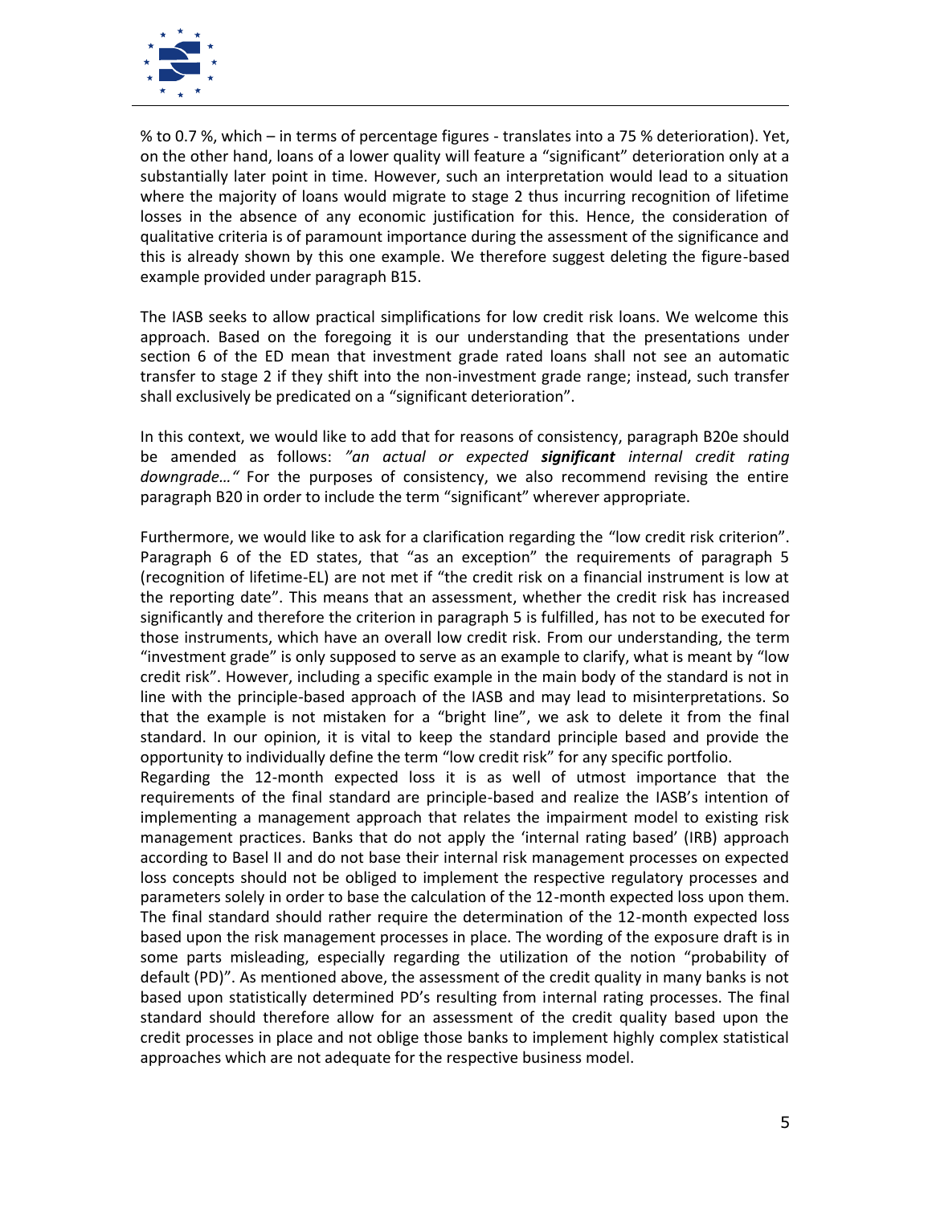% to 0.7 %, which – in terms of percentage figures - translates into a 75 % deterioration). Yet, on the other hand, loans of a lower quality will feature a "significant" deterioration only at a substantially later point in time. However, such an interpretation would lead to a situation where the majority of loans would migrate to stage 2 thus incurring recognition of lifetime losses in the absence of any economic justification for this. Hence, the consideration of qualitative criteria is of paramount importance during the assessment of the significance and this is already shown by this one example. We therefore suggest deleting the figure-based example provided under paragraph B15.

The IASB seeks to allow practical simplifications for low credit risk loans. We welcome this approach. Based on the foregoing it is our understanding that the presentations under section 6 of the ED mean that investment grade rated loans shall not see an automatic transfer to stage 2 if they shift into the non-investment grade range; instead, such transfer shall exclusively be predicated on a "significant deterioration".

In this context, we would like to add that for reasons of consistency, paragraph B20e should be amended as follows: *"an actual or expected **significant** internal credit rating downgrade…"* For the purposes of consistency, we also recommend revising the entire paragraph B20 in order to include the term "significant" wherever appropriate.

Furthermore, we would like to ask for a clarification regarding the "low credit risk criterion". Paragraph 6 of the ED states, that "as an exception" the requirements of paragraph 5 (recognition of lifetime-EL) are not met if "the credit risk on a financial instrument is low at the reporting date". This means that an assessment, whether the credit risk has increased significantly and therefore the criterion in paragraph 5 is fulfilled, has not to be executed for those instruments, which have an overall low credit risk. From our understanding, the term "investment grade" is only supposed to serve as an example to clarify, what is meant by "low credit risk". However, including a specific example in the main body of the standard is not in line with the principle-based approach of the IASB and may lead to misinterpretations. So that the example is not mistaken for a "bright line", we ask to delete it from the final standard. In our opinion, it is vital to keep the standard principle based and provide the opportunity to individually define the term "low credit risk" for any specific portfolio.

Regarding the 12-month expected loss it is as well of utmost importance that the requirements of the final standard are principle-based and realize the IASB's intention of implementing a management approach that relates the impairment model to existing risk management practices. Banks that do not apply the 'internal rating based' (IRB) approach according to Basel II and do not base their internal risk management processes on expected loss concepts should not be obliged to implement the respective regulatory processes and parameters solely in order to base the calculation of the 12-month expected loss upon them. The final standard should rather require the determination of the 12-month expected loss based upon the risk management processes in place. The wording of the exposure draft is in some parts misleading, especially regarding the utilization of the notion "probability of default (PD)". As mentioned above, the assessment of the credit quality in many banks is not based upon statistically determined PD's resulting from internal rating processes. The final standard should therefore allow for an assessment of the credit quality based upon the credit processes in place and not oblige those banks to implement highly complex statistical approaches which are not adequate for the respective business model.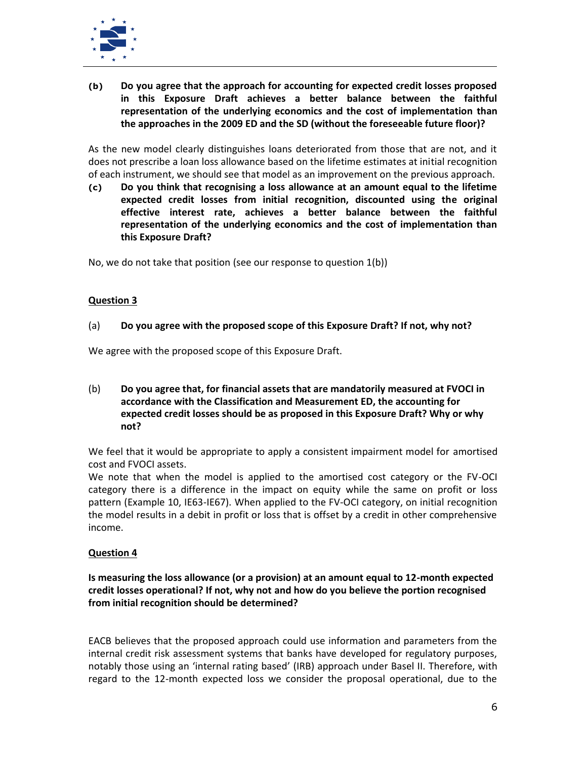**(b) Do you agree that the approach for accounting for expected credit losses proposed in this Exposure Draft achieves a better balance between the faithful representation of the underlying economics and the cost of implementation than the approaches in the 2009 ED and the SD (without the foreseeable future floor)?**

As the new model clearly distinguishes loans deteriorated from those that are not, and it does not prescribe a loan loss allowance based on the lifetime estimates at initial recognition of each instrument, we should see that model as an improvement on the previous approach.

**(c) Do you think that recognising a loss allowance at an amount equal to the lifetime expected credit losses from initial recognition, discounted using the original effective interest rate, achieves a better balance between the faithful representation of the underlying economics and the cost of implementation than this Exposure Draft?**

No, we do not take that position (see our response to question 1(b))

## Question 3

(a) **Do you agree with the proposed scope of this Exposure Draft? If not, why not?**

We agree with the proposed scope of this Exposure Draft.

(b) **Do you agree that, for financial assets that are mandatorily measured at FVOCI in accordance with the Classification and Measurement ED, the accounting for expected credit losses should be as proposed in this Exposure Draft? Why or why not?**

We feel that it would be appropriate to apply a consistent impairment model for amortised cost and FVOCI assets.

We note that when the model is applied to the amortised cost category or the FV-OCI category there is a difference in the impact on equity while the same on profit or loss pattern (Example 10, IE63-IE67). When applied to the FV-OCI category, on initial recognition the model results in a debit in profit or loss that is offset by a credit in other comprehensive income.

## Question 4

**Is measuring the loss allowance (or a provision) at an amount equal to 12-month expected credit losses operational? If not, why not and how do you believe the portion recognised from initial recognition should be determined?**

EACB believes that the proposed approach could use information and parameters from the internal credit risk assessment systems that banks have developed for regulatory purposes, notably those using an 'internal rating based' (IRB) approach under Basel II. Therefore, with regard to the 12-month expected loss we consider the proposal operational, due to the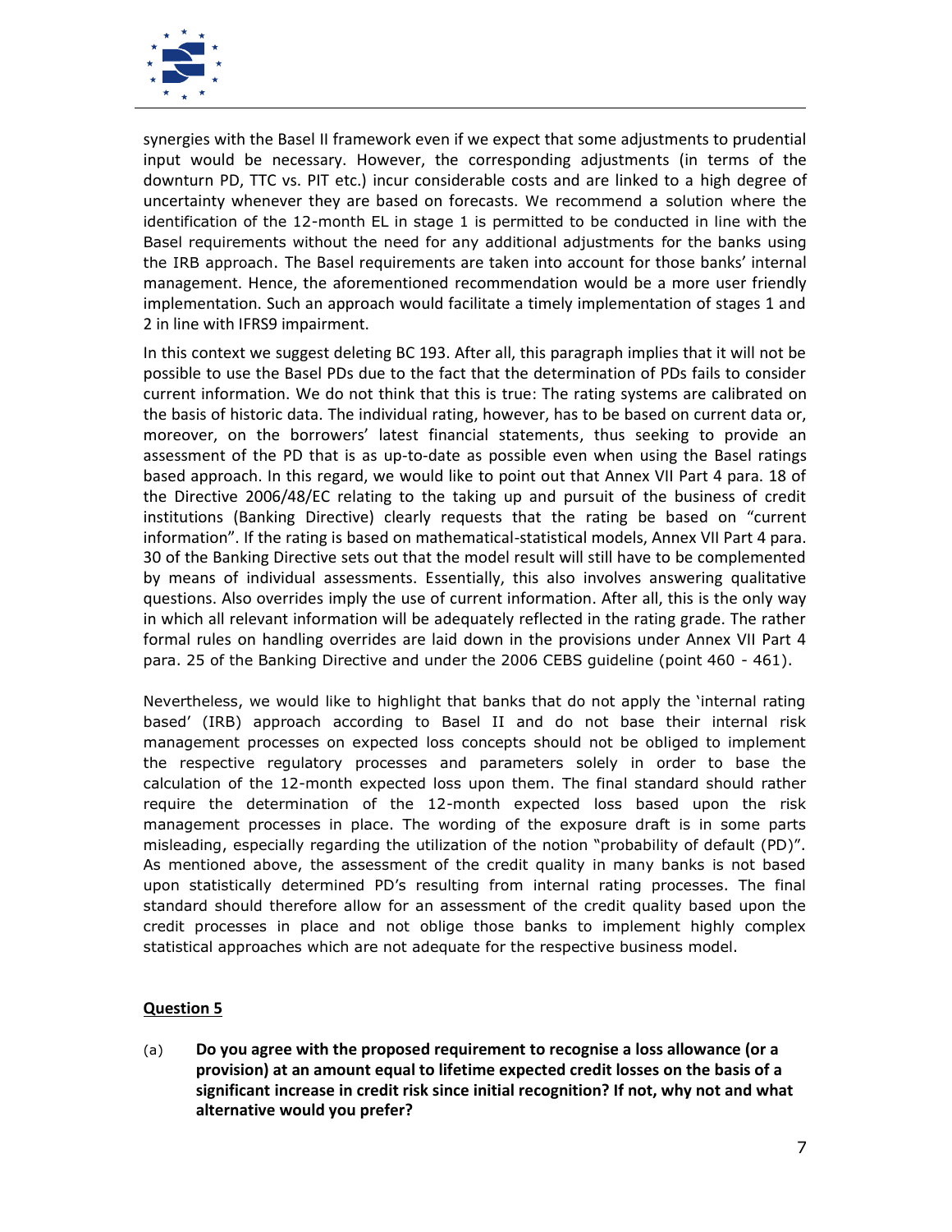synergies with the Basel II framework even if we expect that some adjustments to prudential input would be necessary. However, the corresponding adjustments (in terms of the downturn PD, TTC vs. PIT etc.) incur considerable costs and are linked to a high degree of uncertainty whenever they are based on forecasts. We recommend a solution where the identification of the 12-month EL in stage 1 is permitted to be conducted in line with the Basel requirements without the need for any additional adjustments for the banks using the IRB approach. The Basel requirements are taken into account for those banks' internal management. Hence, the aforementioned recommendation would be a more user friendly implementation. Such an approach would facilitate a timely implementation of stages 1 and 2 in line with IFRS9 impairment.

In this context we suggest deleting BC 193. After all, this paragraph implies that it will not be possible to use the Basel PDs due to the fact that the determination of PDs fails to consider current information. We do not think that this is true: The rating systems are calibrated on the basis of historic data. The individual rating, however, has to be based on current data or, moreover, on the borrowers' latest financial statements, thus seeking to provide an assessment of the PD that is as up-to-date as possible even when using the Basel ratings based approach. In this regard, we would like to point out that Annex VII Part 4 para. 18 of the Directive 2006/48/EC relating to the taking up and pursuit of the business of credit institutions (Banking Directive) clearly requests that the rating be based on "current information". If the rating is based on mathematical-statistical models, Annex VII Part 4 para. 30 of the Banking Directive sets out that the model result will still have to be complemented by means of individual assessments. Essentially, this also involves answering qualitative questions. Also overrides imply the use of current information. After all, this is the only way in which all relevant information will be adequately reflected in the rating grade. The rather formal rules on handling overrides are laid down in the provisions under Annex VII Part 4 para. 25 of the Banking Directive and under the 2006 CEBS guideline (point 460 - 461).

Nevertheless, we would like to highlight that banks that do not apply the 'internal rating based' (IRB) approach according to Basel II and do not base their internal risk management processes on expected loss concepts should not be obliged to implement the respective regulatory processes and parameters solely in order to base the calculation of the 12-month expected loss upon them. The final standard should rather require the determination of the 12-month expected loss based upon the risk management processes in place. The wording of the exposure draft is in some parts misleading, especially regarding the utilization of the notion "probability of default (PD)". As mentioned above, the assessment of the credit quality in many banks is not based upon statistically determined PD's resulting from internal rating processes. The final standard should therefore allow for an assessment of the credit quality based upon the credit processes in place and not oblige those banks to implement highly complex statistical approaches which are not adequate for the respective business model.

**<u>Question 5</u>**

(a) **Do you agree with the proposed requirement to recognise a loss allowance (or a provision) at an amount equal to lifetime expected credit losses on the basis of a significant increase in credit risk since initial recognition? If not, why not and what alternative would you prefer?**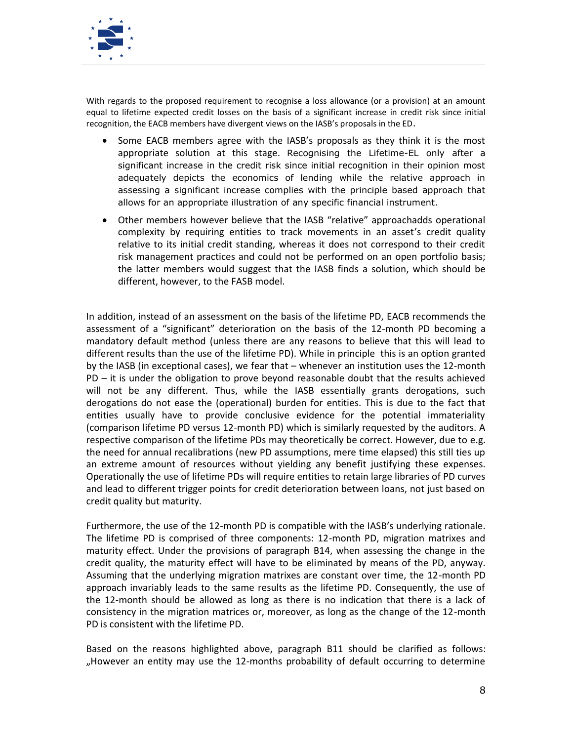With regards to the proposed requirement to recognise a loss allowance (or a provision) at an amount equal to lifetime expected credit losses on the basis of a significant increase in credit risk since initial recognition, the EACB members have divergent views on the IASB's proposals in the ED.

- Some EACB members agree with the IASB's proposals as they think it is the most appropriate solution at this stage. Recognising the Lifetime-EL only after a significant increase in the credit risk since initial recognition in their opinion most adequately depicts the economics of lending while the relative approach in assessing a significant increase complies with the principle based approach that allows for an appropriate illustration of any specific financial instrument.
- Other members however believe that the IASB "relative" approachadds operational complexity by requiring entities to track movements in an asset's credit quality relative to its initial credit standing, whereas it does not correspond to their credit risk management practices and could not be performed on an open portfolio basis; the latter members would suggest that the IASB finds a solution, which should be different, however, to the FASB model.

In addition, instead of an assessment on the basis of the lifetime PD, EACB recommends the assessment of a "significant" deterioration on the basis of the 12-month PD becoming a mandatory default method (unless there are any reasons to believe that this will lead to different results than the use of the lifetime PD). While in principle this is an option granted by the IASB (in exceptional cases), we fear that – whenever an institution uses the 12-month PD – it is under the obligation to prove beyond reasonable doubt that the results achieved will not be any different. Thus, while the IASB essentially grants derogations, such derogations do not ease the (operational) burden for entities. This is due to the fact that entities usually have to provide conclusive evidence for the potential immateriality (comparison lifetime PD versus 12-month PD) which is similarly requested by the auditors. A respective comparison of the lifetime PDs may theoretically be correct. However, due to e.g. the need for annual recalibrations (new PD assumptions, mere time elapsed) this still ties up an extreme amount of resources without yielding any benefit justifying these expenses. Operationally the use of lifetime PDs will require entities to retain large libraries of PD curves and lead to different trigger points for credit deterioration between loans, not just based on credit quality but maturity.

Furthermore, the use of the 12-month PD is compatible with the IASB's underlying rationale. The lifetime PD is comprised of three components: 12-month PD, migration matrixes and maturity effect. Under the provisions of paragraph B14, when assessing the change in the credit quality, the maturity effect will have to be eliminated by means of the PD, anyway. Assuming that the underlying migration matrixes are constant over time, the 12-month PD approach invariably leads to the same results as the lifetime PD. Consequently, the use of the 12-month should be allowed as long as there is no indication that there is a lack of consistency in the migration matrices or, moreover, as long as the change of the 12-month PD is consistent with the lifetime PD.

Based on the reasons highlighted above, paragraph B11 should be clarified as follows: „However an entity may use the 12-months probability of default occurring to determine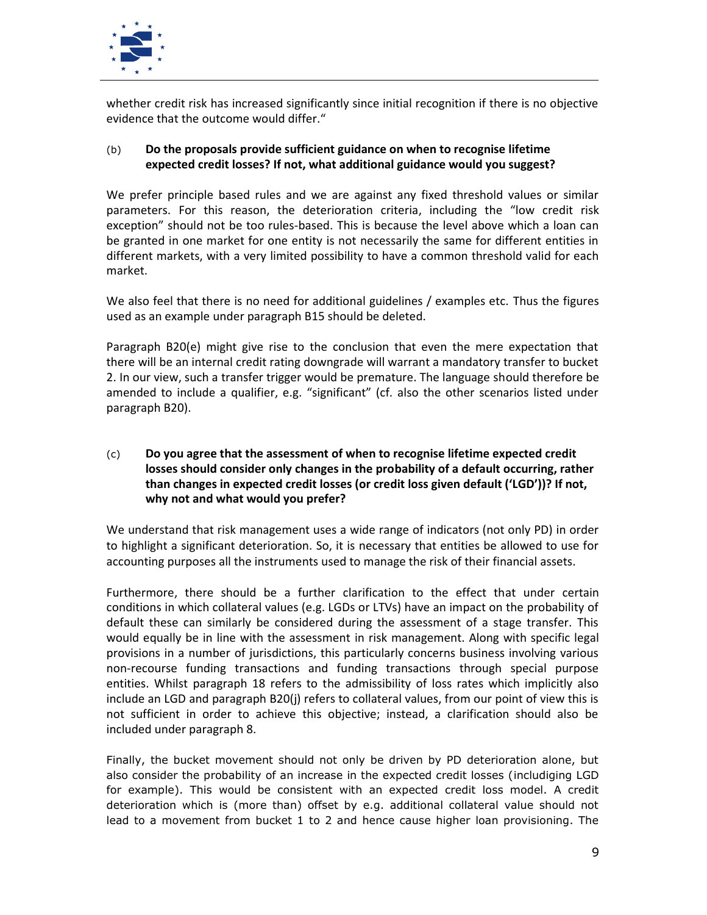whether credit risk has increased significantly since initial recognition if there is no objective evidence that the outcome would differ."

(b) **Do the proposals provide sufficient guidance on when to recognise lifetime expected credit losses? If not, what additional guidance would you suggest?**

We prefer principle based rules and we are against any fixed threshold values or similar parameters. For this reason, the deterioration criteria, including the "low credit risk exception" should not be too rules-based. This is because the level above which a loan can be granted in one market for one entity is not necessarily the same for different entities in different markets, with a very limited possibility to have a common threshold valid for each market.

We also feel that there is no need for additional guidelines / examples etc. Thus the figures used as an example under paragraph B15 should be deleted.

Paragraph B20(e) might give rise to the conclusion that even the mere expectation that there will be an internal credit rating downgrade will warrant a mandatory transfer to bucket 2. In our view, such a transfer trigger would be premature. The language should therefore be amended to include a qualifier, e.g. "significant" (cf. also the other scenarios listed under paragraph B20).

(c) **Do you agree that the assessment of when to recognise lifetime expected credit losses should consider only changes in the probability of a default occurring, rather than changes in expected credit losses (or credit loss given default ('LGD'))? If not, why not and what would you prefer?**

We understand that risk management uses a wide range of indicators (not only PD) in order to highlight a significant deterioration. So, it is necessary that entities be allowed to use for accounting purposes all the instruments used to manage the risk of their financial assets.

Furthermore, there should be a further clarification to the effect that under certain conditions in which collateral values (e.g. LGDs or LTVs) have an impact on the probability of default these can similarly be considered during the assessment of a stage transfer. This would equally be in line with the assessment in risk management. Along with specific legal provisions in a number of jurisdictions, this particularly concerns business involving various non-recourse funding transactions and funding transactions through special purpose entities. Whilst paragraph 18 refers to the admissibility of loss rates which implicitly also include an LGD and paragraph B20(j) refers to collateral values, from our point of view this is not sufficient in order to achieve this objective; instead, a clarification should also be included under paragraph 8.

Finally, the bucket movement should not only be driven by PD deterioration alone, but also consider the probability of an increase in the expected credit losses (includiging LGD for example). This would be consistent with an expected credit loss model. A credit deterioration which is (more than) offset by e.g. additional collateral value should not lead to a movement from bucket 1 to 2 and hence cause higher loan provisioning. The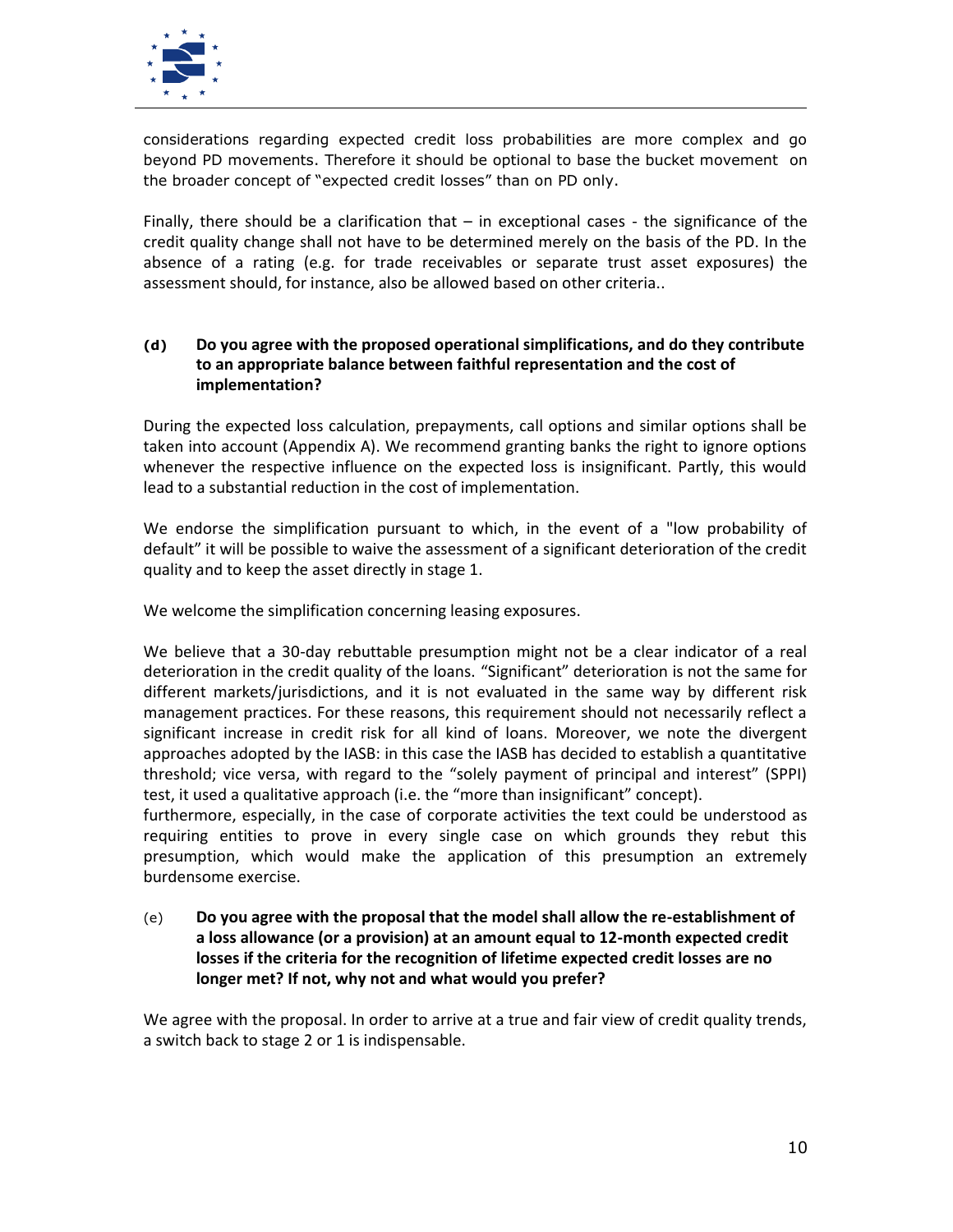considerations regarding expected credit loss probabilities are more complex and go beyond PD movements. Therefore it should be optional to base the bucket movement on the broader concept of "expected credit losses" than on PD only.

Finally, there should be a clarification that – in exceptional cases - the significance of the credit quality change shall not have to be determined merely on the basis of the PD. In the absence of a rating (e.g. for trade receivables or separate trust asset exposures) the assessment should, for instance, also be allowed based on other criteria..

**(d) Do you agree with the proposed operational simplifications, and do they contribute to an appropriate balance between faithful representation and the cost of implementation?**

During the expected loss calculation, prepayments, call options and similar options shall be taken into account (Appendix A). We recommend granting banks the right to ignore options whenever the respective influence on the expected loss is insignificant. Partly, this would lead to a substantial reduction in the cost of implementation.

We endorse the simplification pursuant to which, in the event of a "low probability of default" it will be possible to waive the assessment of a significant deterioration of the credit quality and to keep the asset directly in stage 1.

We welcome the simplification concerning leasing exposures.

We believe that a 30-day rebuttable presumption might not be a clear indicator of a real deterioration in the credit quality of the loans. "Significant" deterioration is not the same for different markets/jurisdictions, and it is not evaluated in the same way by different risk management practices. For these reasons, this requirement should not necessarily reflect a significant increase in credit risk for all kind of loans. Moreover, we note the divergent approaches adopted by the IASB: in this case the IASB has decided to establish a quantitative threshold; vice versa, with regard to the "solely payment of principal and interest" (SPPI) test, it used a qualitative approach (i.e. the "more than insignificant" concept).
furthermore, especially, in the case of corporate activities the text could be understood as requiring entities to prove in every single case on which grounds they rebut this presumption, which would make the application of this presumption an extremely burdensome exercise.

(e) **Do you agree with the proposal that the model shall allow the re-establishment of a loss allowance (or a provision) at an amount equal to 12-month expected credit losses if the criteria for the recognition of lifetime expected credit losses are no longer met? If not, why not and what would you prefer?**

We agree with the proposal. In order to arrive at a true and fair view of credit quality trends, a switch back to stage 2 or 1 is indispensable.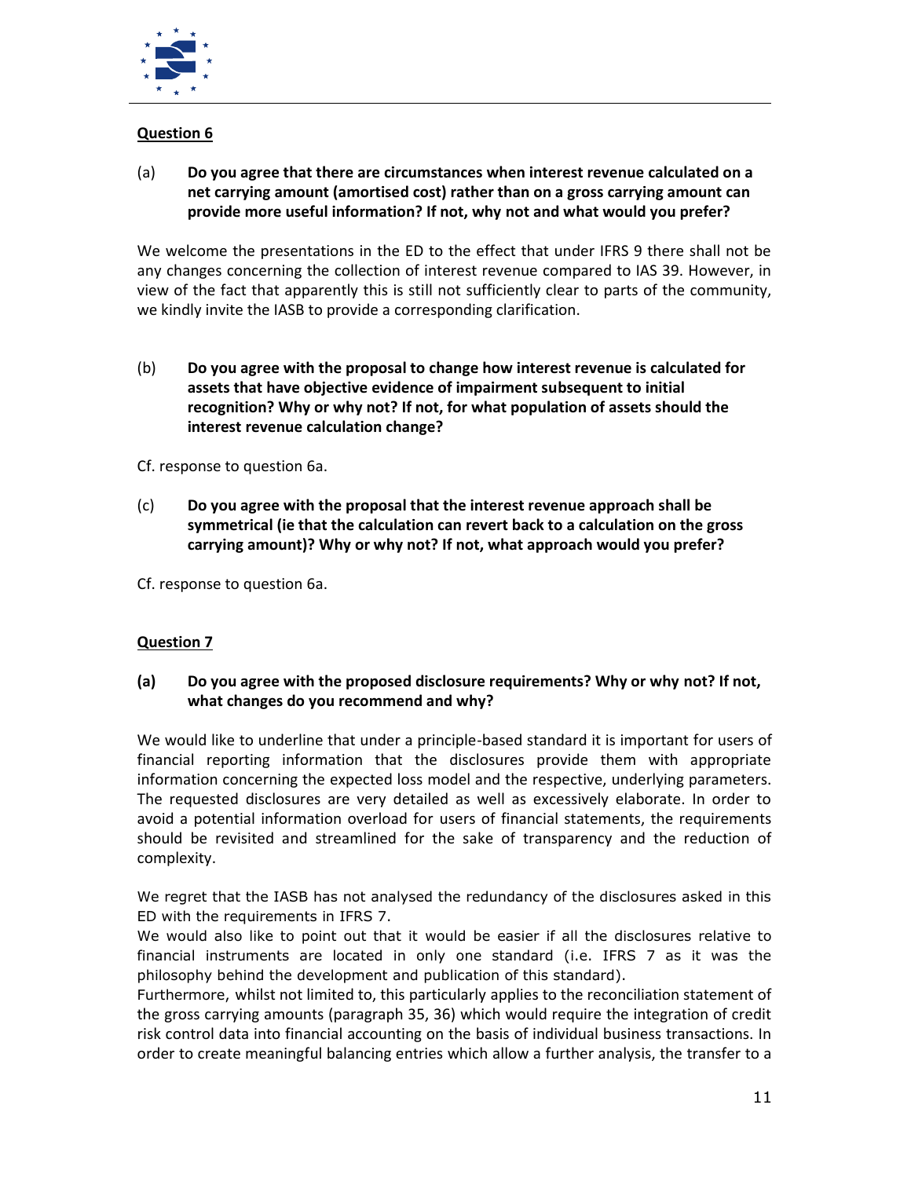## Question 6

(a) **Do you agree that there are circumstances when interest revenue calculated on a net carrying amount (amortised cost) rather than on a gross carrying amount can provide more useful information? If not, why not and what would you prefer?**

We welcome the presentations in the ED to the effect that under IFRS 9 there shall not be any changes concerning the collection of interest revenue compared to IAS 39. However, in view of the fact that apparently this is still not sufficiently clear to parts of the community, we kindly invite the IASB to provide a corresponding clarification.

(b) **Do you agree with the proposal to change how interest revenue is calculated for assets that have objective evidence of impairment subsequent to initial recognition? Why or why not? If not, for what population of assets should the interest revenue calculation change?**

Cf. response to question 6a.

(c) **Do you agree with the proposal that the interest revenue approach shall be symmetrical (ie that the calculation can revert back to a calculation on the gross carrying amount)? Why or why not? If not, what approach would you prefer?**

Cf. response to question 6a.

## Question 7

**(a) Do you agree with the proposed disclosure requirements? Why or why not? If not, what changes do you recommend and why?**

We would like to underline that under a principle-based standard it is important for users of financial reporting information that the disclosures provide them with appropriate information concerning the expected loss model and the respective, underlying parameters. The requested disclosures are very detailed as well as excessively elaborate. In order to avoid a potential information overload for users of financial statements, the requirements should be revisited and streamlined for the sake of transparency and the reduction of complexity.

We regret that the IASB has not analysed the redundancy of the disclosures asked in this ED with the requirements in IFRS 7.
We would also like to point out that it would be easier if all the disclosures relative to financial instruments are located in only one standard (i.e. IFRS 7 as it was the philosophy behind the development and publication of this standard).
Furthermore, whilst not limited to, this particularly applies to the reconciliation statement of the gross carrying amounts (paragraph 35, 36) which would require the integration of credit risk control data into financial accounting on the basis of individual business transactions. In order to create meaningful balancing entries which allow a further analysis, the transfer to a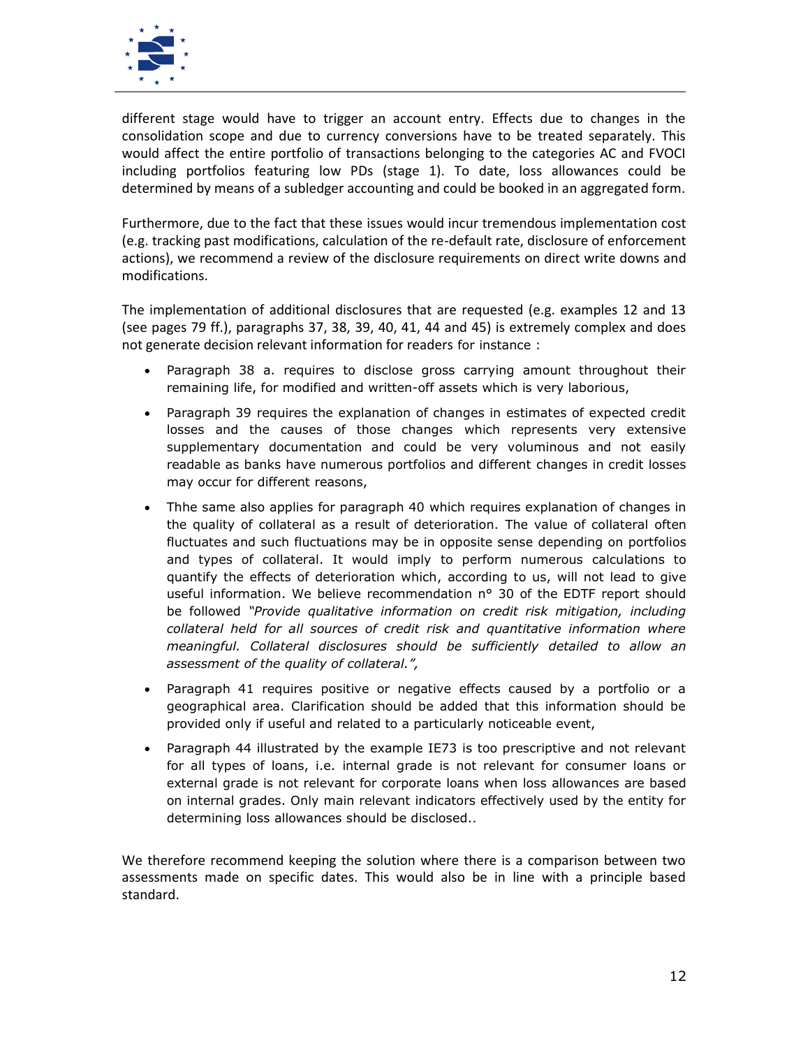different stage would have to trigger an account entry. Effects due to changes in the consolidation scope and due to currency conversions have to be treated separately. This would affect the entire portfolio of transactions belonging to the categories AC and FVOCI including portfolios featuring low PDs (stage 1). To date, loss allowances could be determined by means of a subledger accounting and could be booked in an aggregated form.

Furthermore, due to the fact that these issues would incur tremendous implementation cost (e.g. tracking past modifications, calculation of the re-default rate, disclosure of enforcement actions), we recommend a review of the disclosure requirements on direct write downs and modifications.

The implementation of additional disclosures that are requested (e.g. examples 12 and 13 (see pages 79 ff.), paragraphs 37, 38, 39, 40, 41, 44 and 45) is extremely complex and does not generate decision relevant information for readers for instance :

- Paragraph 38 a. requires to disclose gross carrying amount throughout their remaining life, for modified and written-off assets which is very laborious,
- Paragraph 39 requires the explanation of changes in estimates of expected credit losses and the causes of those changes which represents very extensive supplementary documentation and could be very voluminous and not easily readable as banks have numerous portfolios and different changes in credit losses may occur for different reasons,
- Thhe same also applies for paragraph 40 which requires explanation of changes in the quality of collateral as a result of deterioration. The value of collateral often fluctuates and such fluctuations may be in opposite sense depending on portfolios and types of collateral. It would imply to perform numerous calculations to quantify the effects of deterioration which, according to us, will not lead to give useful information. We believe recommendation n° 30 of the EDTF report should be followed *"Provide qualitative information on credit risk mitigation, including collateral held for all sources of credit risk and quantitative information where meaningful. Collateral disclosures should be sufficiently detailed to allow an assessment of the quality of collateral.",*
- Paragraph 41 requires positive or negative effects caused by a portfolio or a geographical area. Clarification should be added that this information should be provided only if useful and related to a particularly noticeable event,
- Paragraph 44 illustrated by the example IE73 is too prescriptive and not relevant for all types of loans, i.e. internal grade is not relevant for consumer loans or external grade is not relevant for corporate loans when loss allowances are based on internal grades. Only main relevant indicators effectively used by the entity for determining loss allowances should be disclosed..

We therefore recommend keeping the solution where there is a comparison between two assessments made on specific dates. This would also be in line with a principle based standard.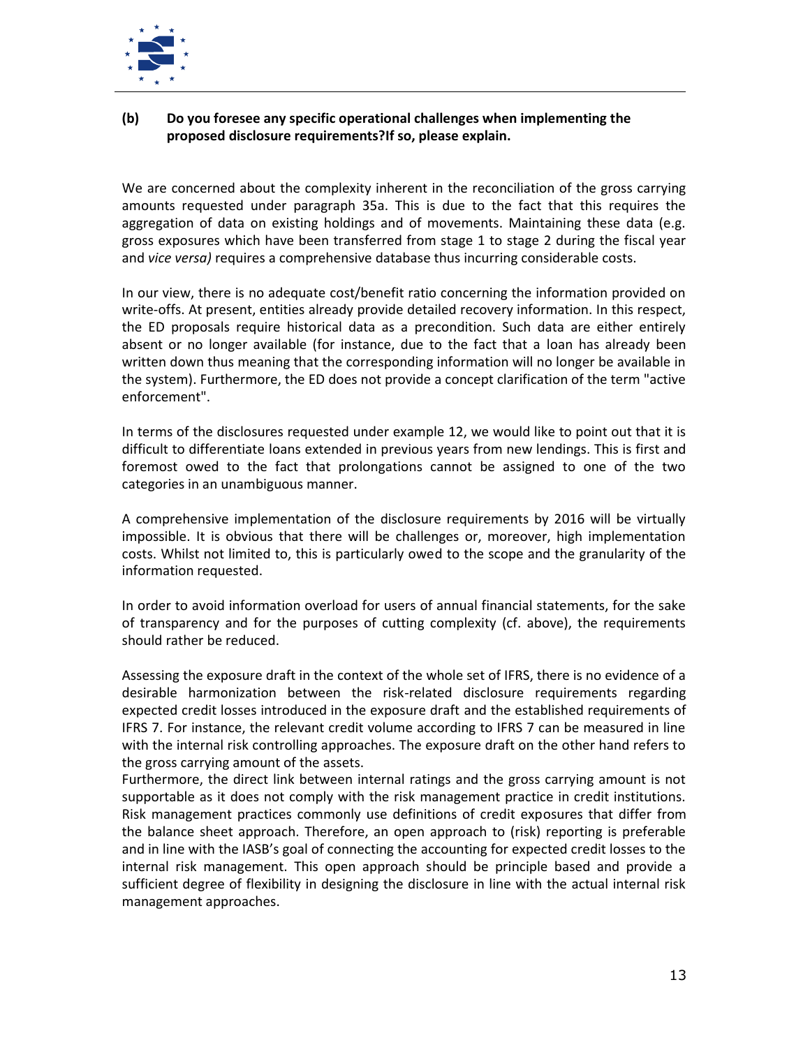**(b) Do you foresee any specific operational challenges when implementing the proposed disclosure requirements?If so, please explain.**

We are concerned about the complexity inherent in the reconciliation of the gross carrying amounts requested under paragraph 35a. This is due to the fact that this requires the aggregation of data on existing holdings and of movements. Maintaining these data (e.g. gross exposures which have been transferred from stage 1 to stage 2 during the fiscal year and *vice versa)* requires a comprehensive database thus incurring considerable costs.

In our view, there is no adequate cost/benefit ratio concerning the information provided on write-offs. At present, entities already provide detailed recovery information. In this respect, the ED proposals require historical data as a precondition. Such data are either entirely absent or no longer available (for instance, due to the fact that a loan has already been written down thus meaning that the corresponding information will no longer be available in the system). Furthermore, the ED does not provide a concept clarification of the term "active enforcement".

In terms of the disclosures requested under example 12, we would like to point out that it is difficult to differentiate loans extended in previous years from new lendings. This is first and foremost owed to the fact that prolongations cannot be assigned to one of the two categories in an unambiguous manner.

A comprehensive implementation of the disclosure requirements by 2016 will be virtually impossible. It is obvious that there will be challenges or, moreover, high implementation costs. Whilst not limited to, this is particularly owed to the scope and the granularity of the information requested.

In order to avoid information overload for users of annual financial statements, for the sake of transparency and for the purposes of cutting complexity (cf. above), the requirements should rather be reduced.

Assessing the exposure draft in the context of the whole set of IFRS, there is no evidence of a desirable harmonization between the risk-related disclosure requirements regarding expected credit losses introduced in the exposure draft and the established requirements of IFRS 7. For instance, the relevant credit volume according to IFRS 7 can be measured in line with the internal risk controlling approaches. The exposure draft on the other hand refers to the gross carrying amount of the assets.

Furthermore, the direct link between internal ratings and the gross carrying amount is not supportable as it does not comply with the risk management practice in credit institutions. Risk management practices commonly use definitions of credit exposures that differ from the balance sheet approach. Therefore, an open approach to (risk) reporting is preferable and in line with the IASB's goal of connecting the accounting for expected credit losses to the internal risk management. This open approach should be principle based and provide a sufficient degree of flexibility in designing the disclosure in line with the actual internal risk management approaches.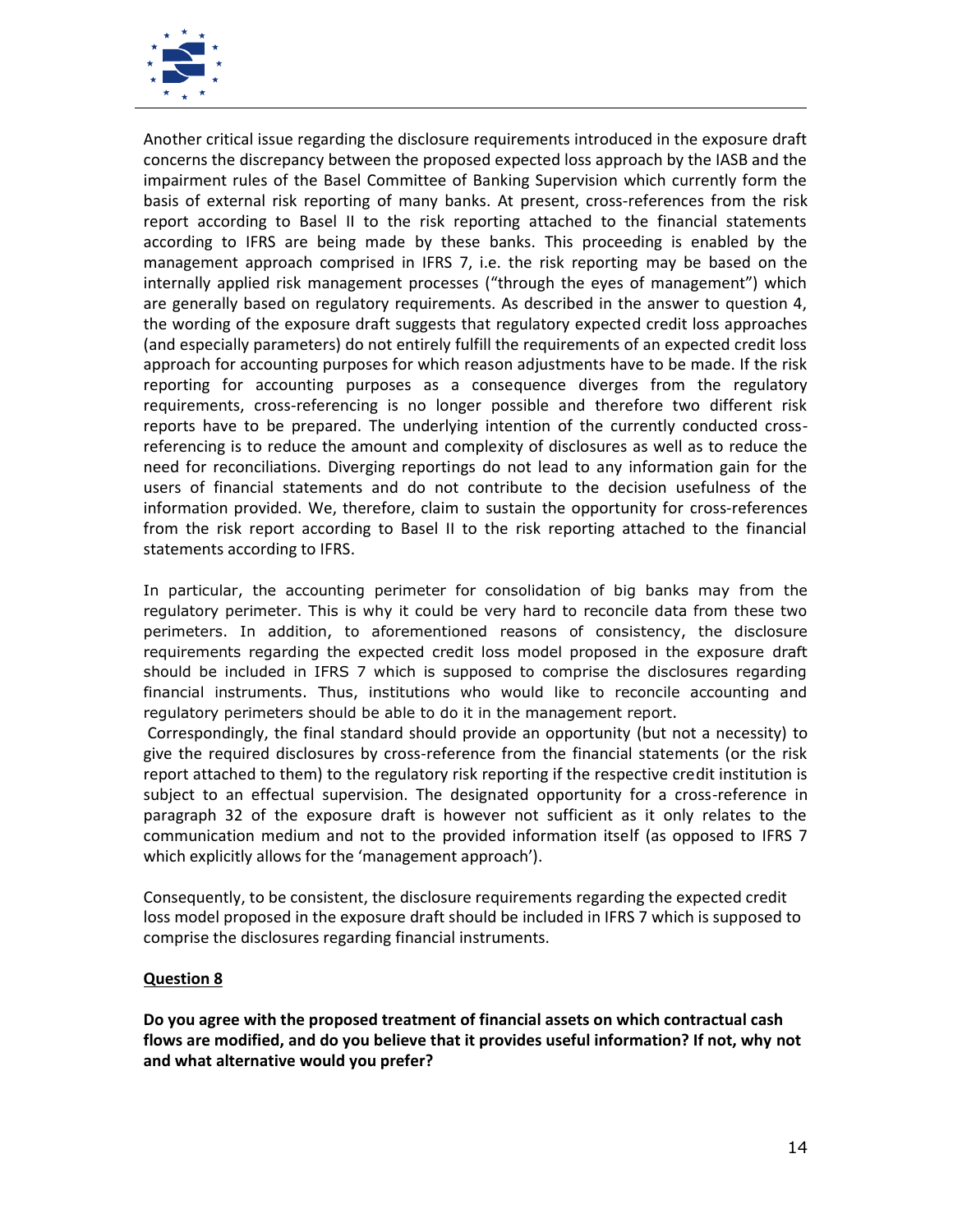Another critical issue regarding the disclosure requirements introduced in the exposure draft concerns the discrepancy between the proposed expected loss approach by the IASB and the impairment rules of the Basel Committee of Banking Supervision which currently form the basis of external risk reporting of many banks. At present, cross-references from the risk report according to Basel II to the risk reporting attached to the financial statements according to IFRS are being made by these banks. This proceeding is enabled by the management approach comprised in IFRS 7, i.e. the risk reporting may be based on the internally applied risk management processes ("through the eyes of management") which are generally based on regulatory requirements. As described in the answer to question 4, the wording of the exposure draft suggests that regulatory expected credit loss approaches (and especially parameters) do not entirely fulfill the requirements of an expected credit loss approach for accounting purposes for which reason adjustments have to be made. If the risk reporting for accounting purposes as a consequence diverges from the regulatory requirements, cross-referencing is no longer possible and therefore two different risk reports have to be prepared. The underlying intention of the currently conducted cross-referencing is to reduce the amount and complexity of disclosures as well as to reduce the need for reconciliations. Diverging reportings do not lead to any information gain for the users of financial statements and do not contribute to the decision usefulness of the information provided. We, therefore, claim to sustain the opportunity for cross-references from the risk report according to Basel II to the risk reporting attached to the financial statements according to IFRS.

In particular, the accounting perimeter for consolidation of big banks may from the regulatory perimeter. This is why it could be very hard to reconcile data from these two perimeters. In addition, to aforementioned reasons of consistency, the disclosure requirements regarding the expected credit loss model proposed in the exposure draft should be included in IFRS 7 which is supposed to comprise the disclosures regarding financial instruments. Thus, institutions who would like to reconcile accounting and regulatory perimeters should be able to do it in the management report.

Correspondingly, the final standard should provide an opportunity (but not a necessity) to give the required disclosures by cross-reference from the financial statements (or the risk report attached to them) to the regulatory risk reporting if the respective credit institution is subject to an effectual supervision. The designated opportunity for a cross-reference in paragraph 32 of the exposure draft is however not sufficient as it only relates to the communication medium and not to the provided information itself (as opposed to IFRS 7 which explicitly allows for the 'management approach').

Consequently, to be consistent, the disclosure requirements regarding the expected credit loss model proposed in the exposure draft should be included in IFRS 7 which is supposed to comprise the disclosures regarding financial instruments.

**Question 8**

**Do you agree with the proposed treatment of financial assets on which contractual cash flows are modified, and do you believe that it provides useful information? If not, why not and what alternative would you prefer?**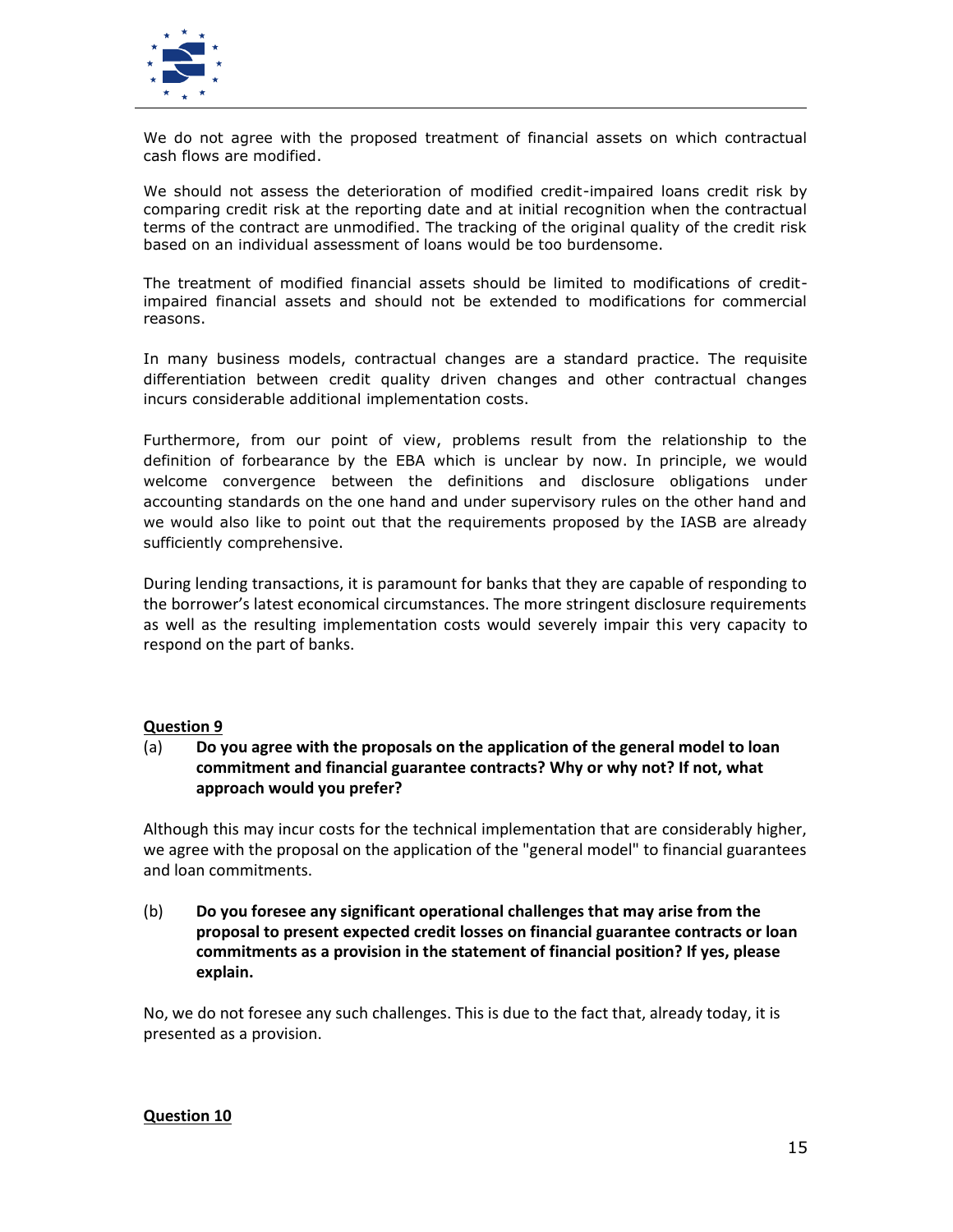We do not agree with the proposed treatment of financial assets on which contractual cash flows are modified.

We should not assess the deterioration of modified credit-impaired loans credit risk by comparing credit risk at the reporting date and at initial recognition when the contractual terms of the contract are unmodified. The tracking of the original quality of the credit risk based on an individual assessment of loans would be too burdensome.

The treatment of modified financial assets should be limited to modifications of credit-impaired financial assets and should not be extended to modifications for commercial reasons.

In many business models, contractual changes are a standard practice. The requisite differentiation between credit quality driven changes and other contractual changes incurs considerable additional implementation costs.

Furthermore, from our point of view, problems result from the relationship to the definition of forbearance by the EBA which is unclear by now. In principle, we would welcome convergence between the definitions and disclosure obligations under accounting standards on the one hand and under supervisory rules on the other hand and we would also like to point out that the requirements proposed by the IASB are already sufficiently comprehensive.

During lending transactions, it is paramount for banks that they are capable of responding to the borrower's latest economical circumstances. The more stringent disclosure requirements as well as the resulting implementation costs would severely impair this very capacity to respond on the part of banks.

**Question 9**

(a) **Do you agree with the proposals on the application of the general model to loan commitment and financial guarantee contracts? Why or why not? If not, what approach would you prefer?**

Although this may incur costs for the technical implementation that are considerably higher, we agree with the proposal on the application of the "general model" to financial guarantees and loan commitments.

(b) **Do you foresee any significant operational challenges that may arise from the proposal to present expected credit losses on financial guarantee contracts or loan commitments as a provision in the statement of financial position? If yes, please explain.**

No, we do not foresee any such challenges. This is due to the fact that, already today, it is presented as a provision.

**Question 10**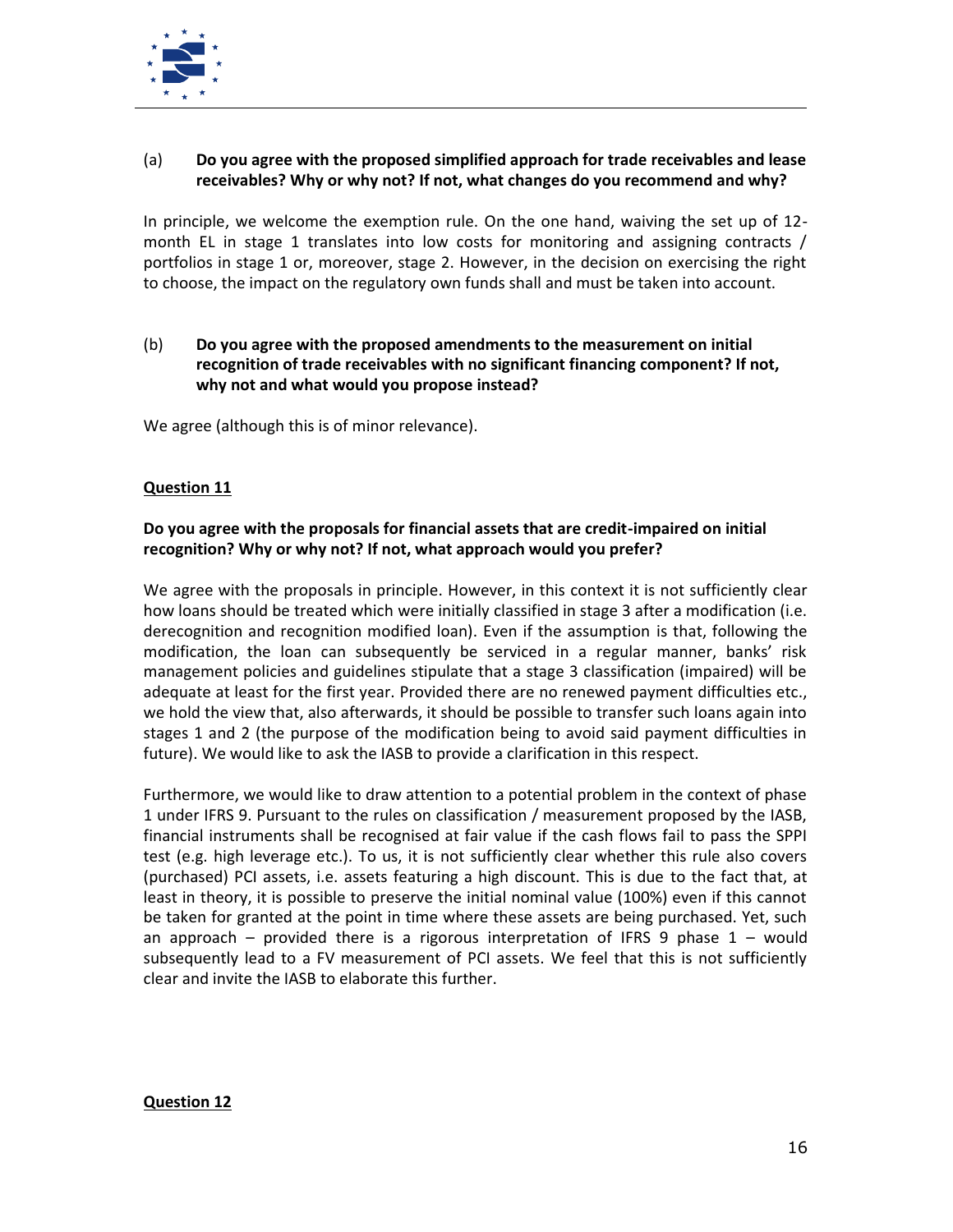(a) **Do you agree with the proposed simplified approach for trade receivables and lease receivables? Why or why not? If not, what changes do you recommend and why?**

In principle, we welcome the exemption rule. On the one hand, waiving the set up of 12-month EL in stage 1 translates into low costs for monitoring and assigning contracts / portfolios in stage 1 or, moreover, stage 2. However, in the decision on exercising the right to choose, the impact on the regulatory own funds shall and must be taken into account.

(b) **Do you agree with the proposed amendments to the measurement on initial recognition of trade receivables with no significant financing component? If not, why not and what would you propose instead?**

We agree (although this is of minor relevance).

**Question 11**

**Do you agree with the proposals for financial assets that are credit-impaired on initial recognition? Why or why not? If not, what approach would you prefer?**

We agree with the proposals in principle. However, in this context it is not sufficiently clear how loans should be treated which were initially classified in stage 3 after a modification (i.e. derecognition and recognition modified loan). Even if the assumption is that, following the modification, the loan can subsequently be serviced in a regular manner, banks' risk management policies and guidelines stipulate that a stage 3 classification (impaired) will be adequate at least for the first year. Provided there are no renewed payment difficulties etc., we hold the view that, also afterwards, it should be possible to transfer such loans again into stages 1 and 2 (the purpose of the modification being to avoid said payment difficulties in future). We would like to ask the IASB to provide a clarification in this respect.

Furthermore, we would like to draw attention to a potential problem in the context of phase 1 under IFRS 9. Pursuant to the rules on classification / measurement proposed by the IASB, financial instruments shall be recognised at fair value if the cash flows fail to pass the SPPI test (e.g. high leverage etc.). To us, it is not sufficiently clear whether this rule also covers (purchased) PCI assets, i.e. assets featuring a high discount. This is due to the fact that, at least in theory, it is possible to preserve the initial nominal value (100%) even if this cannot be taken for granted at the point in time where these assets are being purchased. Yet, such an approach – provided there is a rigorous interpretation of IFRS 9 phase 1 – would subsequently lead to a FV measurement of PCI assets. We feel that this is not sufficiently clear and invite the IASB to elaborate this further.

**Question 12**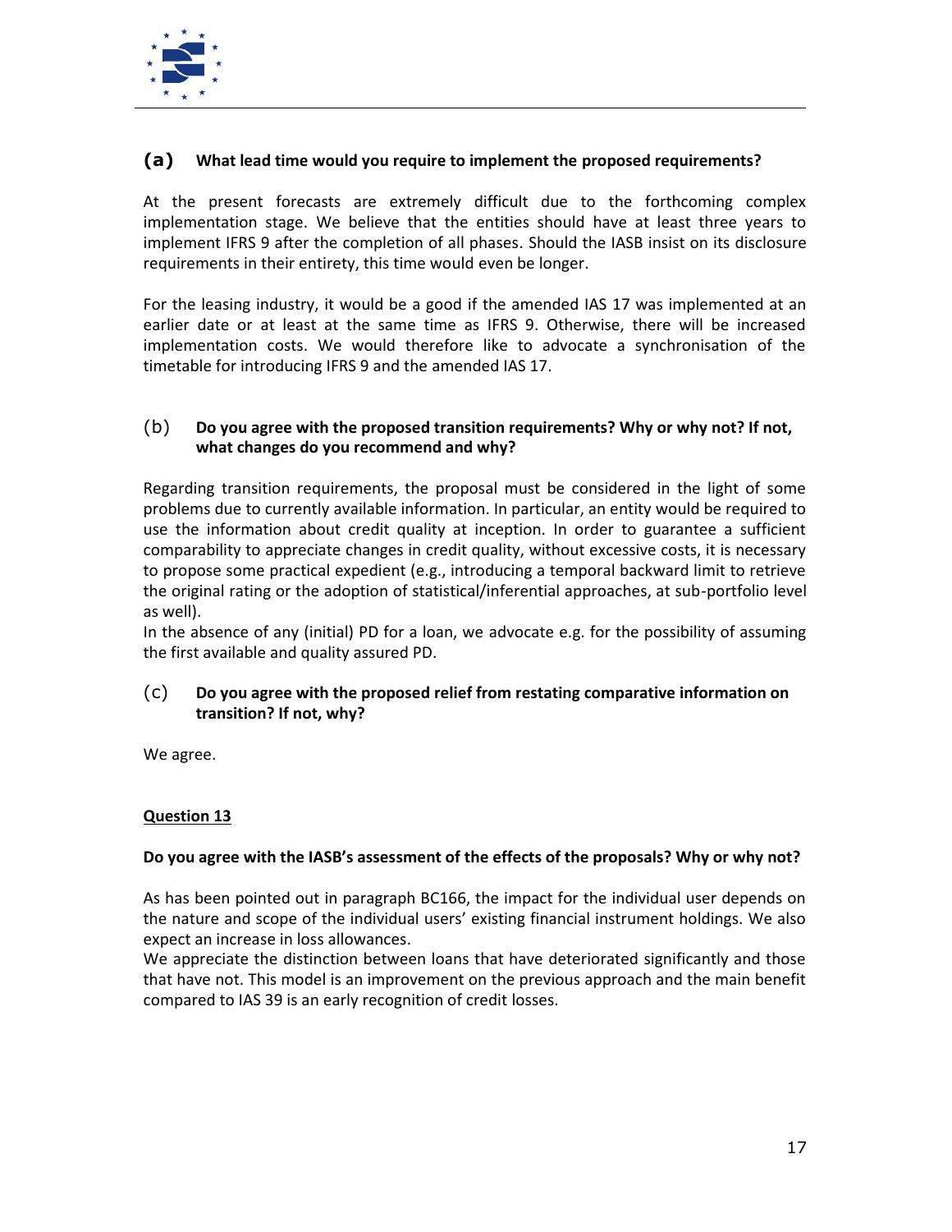**(a) What lead time would you require to implement the proposed requirements?**

At the present forecasts are extremely difficult due to the forthcoming complex implementation stage. We believe that the entities should have at least three years to implement IFRS 9 after the completion of all phases. Should the IASB insist on its disclosure requirements in their entirety, this time would even be longer.

For the leasing industry, it would be a good if the amended IAS 17 was implemented at an earlier date or at least at the same time as IFRS 9. Otherwise, there will be increased implementation costs. We would therefore like to advocate a synchronisation of the timetable for introducing IFRS 9 and the amended IAS 17.

(b) **Do you agree with the proposed transition requirements? Why or why not? If not, what changes do you recommend and why?**

Regarding transition requirements, the proposal must be considered in the light of some problems due to currently available information. In particular, an entity would be required to use the information about credit quality at inception. In order to guarantee a sufficient comparability to appreciate changes in credit quality, without excessive costs, it is necessary to propose some practical expedient (e.g., introducing a temporal backward limit to retrieve the original rating or the adoption of statistical/inferential approaches, at sub-portfolio level as well).

In the absence of any (initial) PD for a loan, we advocate e.g. for the possibility of assuming the first available and quality assured PD.

(c) **Do you agree with the proposed relief from restating comparative information on transition? If not, why?**

We agree.

**Question 13**

**Do you agree with the IASB's assessment of the effects of the proposals? Why or why not?**

As has been pointed out in paragraph BC166, the impact for the individual user depends on the nature and scope of the individual users' existing financial instrument holdings. We also expect an increase in loss allowances.

We appreciate the distinction between loans that have deteriorated significantly and those that have not. This model is an improvement on the previous approach and the main benefit compared to IAS 39 is an early recognition of credit losses.